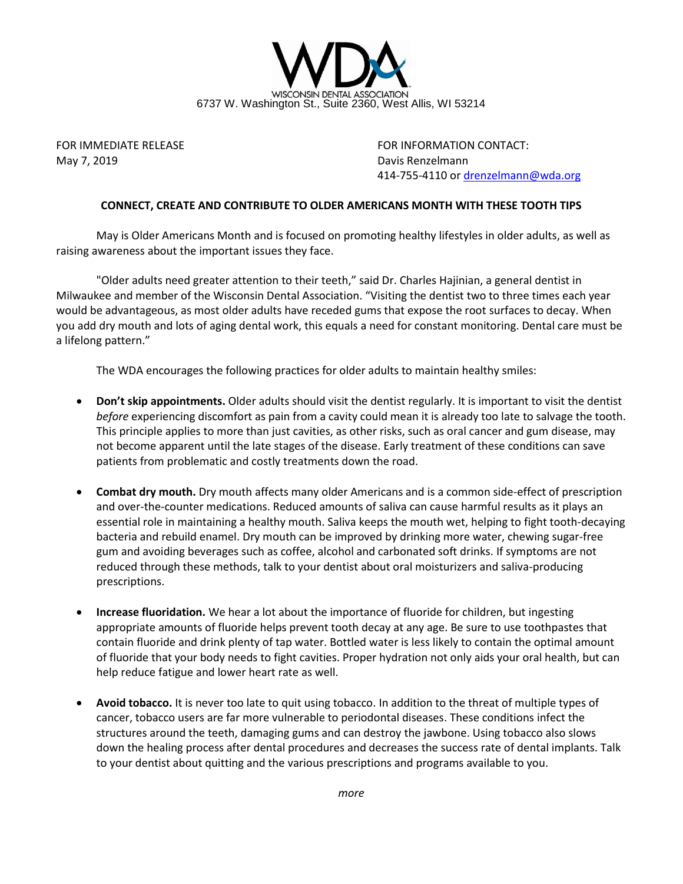WISCONSIN DENTAL ASSOCIATION
6737 W. Washington St., Suite 2360, West Allis, WI 53214

FOR IMMEDIATE RELEASE
May 7, 2019

FOR INFORMATION CONTACT:
Davis Renzelmann
414-755-4110 or [drenzelmann@wda.org](mailto:drenzelmann@wda.org)

## CONNECT, CREATE AND CONTRIBUTE TO OLDER AMERICANS MONTH WITH THESE TOOTH TIPS

May is Older Americans Month and is focused on promoting healthy lifestyles in older adults, as well as raising awareness about the important issues they face.

"Older adults need greater attention to their teeth," said Dr. Charles Hajinian, a general dentist in Milwaukee and member of the Wisconsin Dental Association. "Visiting the dentist two to three times each year would be advantageous, as most older adults have receded gums that expose the root surfaces to decay. When you add dry mouth and lots of aging dental work, this equals a need for constant monitoring. Dental care must be a lifelong pattern."

The WDA encourages the following practices for older adults to maintain healthy smiles:

- **Don't skip appointments.** Older adults should visit the dentist regularly. It is important to visit the dentist *before* experiencing discomfort as pain from a cavity could mean it is already too late to salvage the tooth. This principle applies to more than just cavities, as other risks, such as oral cancer and gum disease, may not become apparent until the late stages of the disease. Early treatment of these conditions can save patients from problematic and costly treatments down the road.

- **Combat dry mouth.** Dry mouth affects many older Americans and is a common side-effect of prescription and over-the-counter medications. Reduced amounts of saliva can cause harmful results as it plays an essential role in maintaining a healthy mouth. Saliva keeps the mouth wet, helping to fight tooth-decaying bacteria and rebuild enamel. Dry mouth can be improved by drinking more water, chewing sugar-free gum and avoiding beverages such as coffee, alcohol and carbonated soft drinks. If symptoms are not reduced through these methods, talk to your dentist about oral moisturizers and saliva-producing prescriptions.

- **Increase fluoridation.** We hear a lot about the importance of fluoride for children, but ingesting appropriate amounts of fluoride helps prevent tooth decay at any age. Be sure to use toothpastes that contain fluoride and drink plenty of tap water. Bottled water is less likely to contain the optimal amount of fluoride that your body needs to fight cavities. Proper hydration not only aids your oral health, but can help reduce fatigue and lower heart rate as well.

- **Avoid tobacco.** It is never too late to quit using tobacco. In addition to the threat of multiple types of cancer, tobacco users are far more vulnerable to periodontal diseases. These conditions infect the structures around the teeth, damaging gums and can destroy the jawbone. Using tobacco also slows down the healing process after dental procedures and decreases the success rate of dental implants. Talk to your dentist about quitting and the various prescriptions and programs available to you.

*more*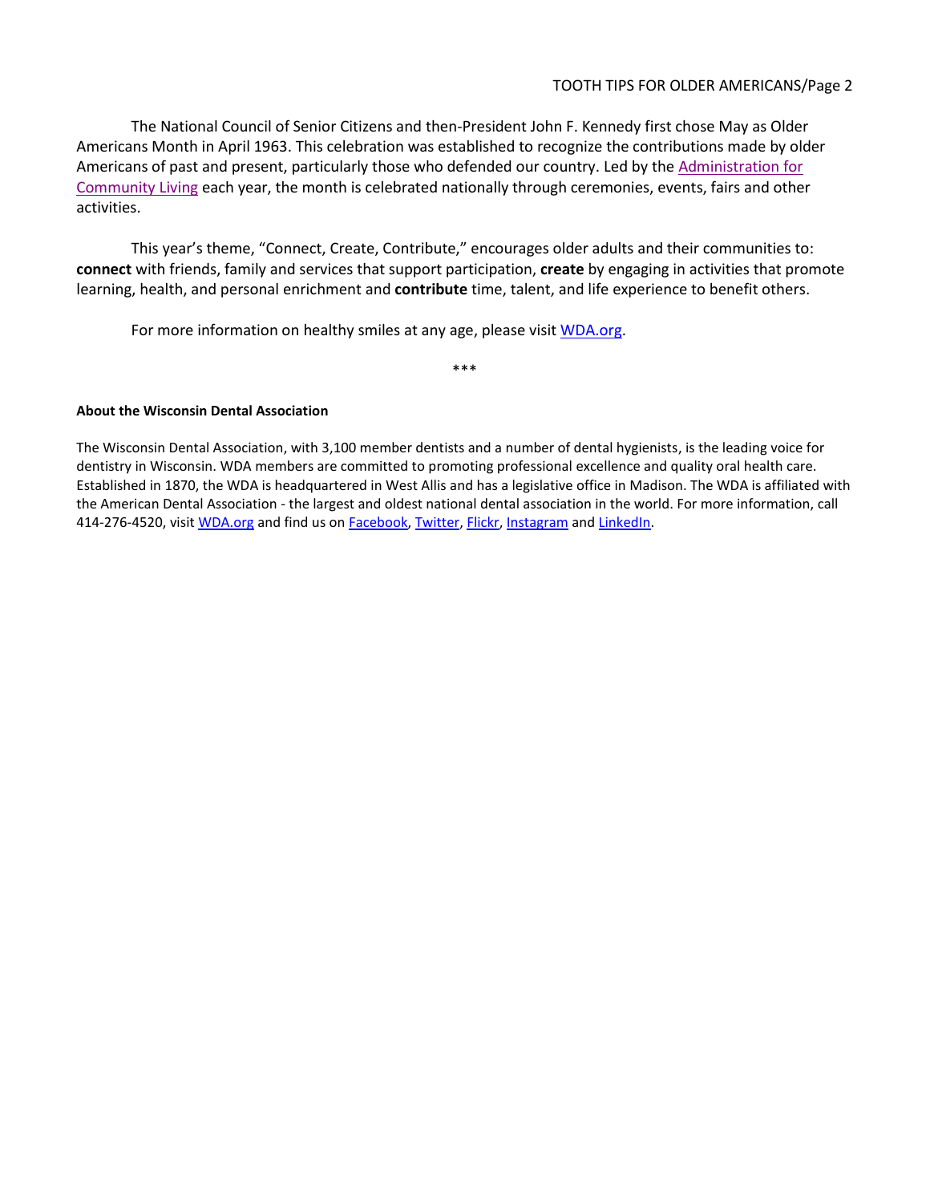The National Council of Senior Citizens and then-President John F. Kennedy first chose May as Older Americans Month in April 1963. This celebration was established to recognize the contributions made by older Americans of past and present, particularly those who defended our country. Led by the Administration for Community Living each year, the month is celebrated nationally through ceremonies, events, fairs and other activities.

This year's theme, "Connect, Create, Contribute," encourages older adults and their communities to: **connect** with friends, family and services that support participation, **create** by engaging in activities that promote learning, health, and personal enrichment and **contribute** time, talent, and life experience to benefit others.

For more information on healthy smiles at any age, please visit WDA.org.

\*\*\*

**About the Wisconsin Dental Association**

The Wisconsin Dental Association, with 3,100 member dentists and a number of dental hygienists, is the leading voice for dentistry in Wisconsin. WDA members are committed to promoting professional excellence and quality oral health care. Established in 1870, the WDA is headquartered in West Allis and has a legislative office in Madison. The WDA is affiliated with the American Dental Association - the largest and oldest national dental association in the world. For more information, call 414-276-4520, visit WDA.org and find us on Facebook, Twitter, Flickr, Instagram and LinkedIn.